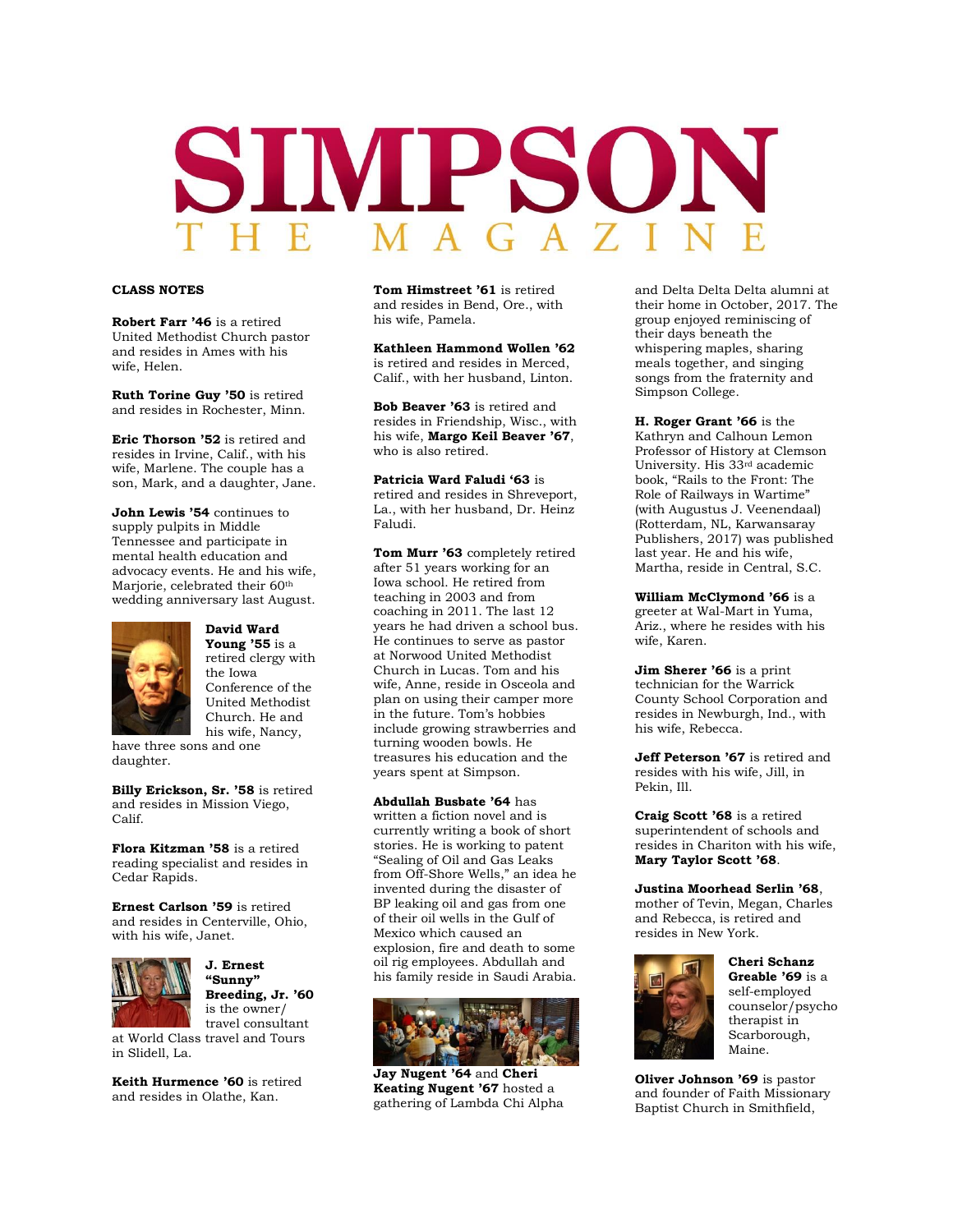# SIMPSON THE MAGAZINE

**CLASS NOTES**

**Robert Farr '46** is a retired United Methodist Church pastor and resides in Ames with his wife, Helen.

**Ruth Torine Guy '50** is retired and resides in Rochester, Minn.

**Eric Thorson '52** is retired and resides in Irvine, Calif., with his wife, Marlene. The couple has a son, Mark, and a daughter, Jane.

**John Lewis '54** continues to supply pulpits in Middle Tennessee and participate in mental health education and advocacy events. He and his wife, Marjorie, celebrated their 60th wedding anniversary last August.

**David Ward Young '55** is a retired clergy with the Iowa Conference of the United Methodist Church. He and his wife, Nancy, have three sons and one daughter.

**Billy Erickson, Sr. '58** is retired and resides in Mission Viego, Calif.

**Flora Kitzman '58** is a retired reading specialist and resides in Cedar Rapids.

**Ernest Carlson '59** is retired and resides in Centerville, Ohio, with his wife, Janet.

**J. Ernest "Sunny" Breeding, Jr. '60** is the owner/ travel consultant at World Class travel and Tours in Slidell, La.

**Keith Hurmence '60** is retired and resides in Olathe, Kan.

**Tom Himstreet '61** is retired and resides in Bend, Ore., with his wife, Pamela.

**Kathleen Hammond Wollen '62** is retired and resides in Merced, Calif., with her husband, Linton.

**Bob Beaver '63** is retired and resides in Friendship, Wisc., with his wife, **Margo Keil Beaver '67**, who is also retired.

**Patricia Ward Faludi '63** is retired and resides in Shreveport, La., with her husband, Dr. Heinz Faludi.

**Tom Murr '63** completely retired after 51 years working for an Iowa school. He retired from teaching in 2003 and from coaching in 2011. The last 12 years he had driven a school bus. He continues to serve as pastor at Norwood United Methodist Church in Lucas. Tom and his wife, Anne, reside in Osceola and plan on using their camper more in the future. Tom's hobbies include growing strawberries and turning wooden bowls. He treasures his education and the years spent at Simpson.

**Abdullah Busbate '64** has written a fiction novel and is currently writing a book of short stories. He is working to patent "Sealing of Oil and Gas Leaks from Off-Shore Wells," an idea he invented during the disaster of BP leaking oil and gas from one of their oil wells in the Gulf of Mexico which caused an explosion, fire and death to some oil rig employees. Abdullah and his family reside in Saudi Arabia.

**Jay Nugent '64** and **Cheri Keating Nugent '67** hosted a gathering of Lambda Chi Alpha and Delta Delta Delta alumni at their home in October, 2017. The group enjoyed reminiscing of their days beneath the whispering maples, sharing meals together, and singing songs from the fraternity and Simpson College.

**H. Roger Grant '66** is the Kathryn and Calhoun Lemon Professor of History at Clemson University. His 33rd academic book, "Rails to the Front: The Role of Railways in Wartime" (with Augustus J. Veenendaal) (Rotterdam, NL, Karwansaray Publishers, 2017) was published last year. He and his wife, Martha, reside in Central, S.C.

**William McClymond '66** is a greeter at Wal-Mart in Yuma, Ariz., where he resides with his wife, Karen.

**Jim Sherer '66** is a print technician for the Warrick County School Corporation and resides in Newburgh, Ind., with his wife, Rebecca.

**Jeff Peterson '67** is retired and resides with his wife, Jill, in Pekin, Ill.

**Craig Scott '68** is a retired superintendent of schools and resides in Chariton with his wife, **Mary Taylor Scott '68**.

**Justina Moorhead Serlin '68**, mother of Tevin, Megan, Charles and Rebecca, is retired and resides in New York.

**Cheri Schanz Greable '69** is a self-employed counselor/psychotherapist in Scarborough, Maine.

**Oliver Johnson '69** is pastor and founder of Faith Missionary Baptist Church in Smithfield,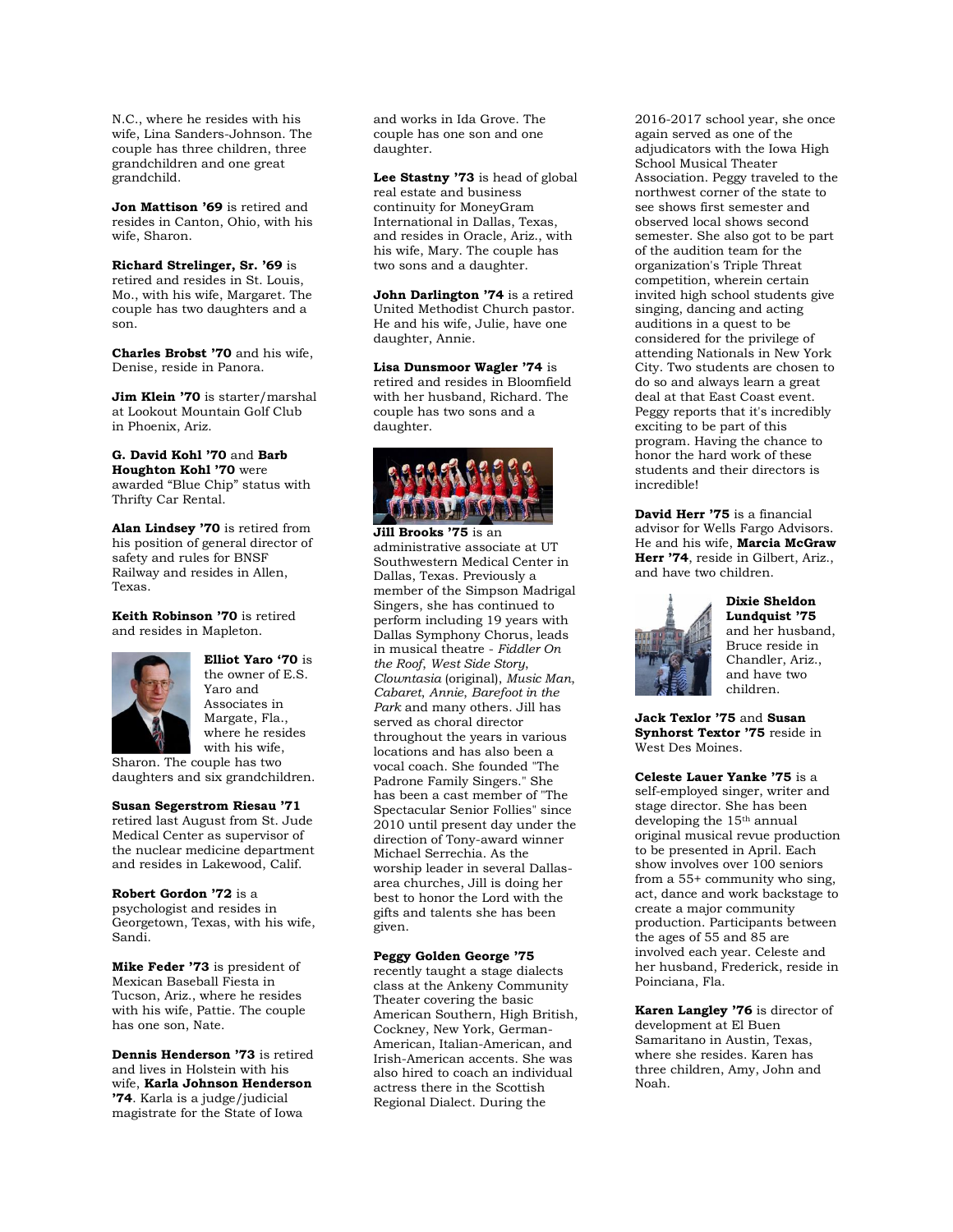N.C., where he resides with his wife, Lina Sanders-Johnson. The couple has three children, three grandchildren and one great grandchild.

**Jon Mattison '69** is retired and resides in Canton, Ohio, with his wife, Sharon.

**Richard Strelinger, Sr. '69** is retired and resides in St. Louis, Mo., with his wife, Margaret. The couple has two daughters and a son.

**Charles Brobst '70** and his wife, Denise, reside in Panora.

**Jim Klein '70** is starter/marshal at Lookout Mountain Golf Club in Phoenix, Ariz.

**G. David Kohl '70** and **Barb Houghton Kohl '70** were awarded "Blue Chip" status with Thrifty Car Rental.

**Alan Lindsey '70** is retired from his position of general director of safety and rules for BNSF Railway and resides in Allen, Texas.

**Keith Robinson '70** is retired and resides in Mapleton.

**Elliot Yaro '70** is the owner of E.S. Yaro and Associates in Margate, Fla., where he resides with his wife, Sharon. The couple has two daughters and six grandchildren.

**Susan Segerstrom Riesau '71** retired last August from St. Jude Medical Center as supervisor of the nuclear medicine department and resides in Lakewood, Calif.

**Robert Gordon '72** is a psychologist and resides in Georgetown, Texas, with his wife, Sandi.

**Mike Feder '73** is president of Mexican Baseball Fiesta in Tucson, Ariz., where he resides with his wife, Pattie. The couple has one son, Nate.

**Dennis Henderson '73** is retired and lives in Holstein with his wife, **Karla Johnson Henderson '74**. Karla is a judge/judicial magistrate for the State of Iowa and works in Ida Grove. The couple has one son and one daughter.

**Lee Stastny '73** is head of global real estate and business continuity for MoneyGram International in Dallas, Texas, and resides in Oracle, Ariz., with his wife, Mary. The couple has two sons and a daughter.

**John Darlington '74** is a retired United Methodist Church pastor. He and his wife, Julie, have one daughter, Annie.

**Lisa Dunsmoor Wagler '74** is retired and resides in Bloomfield with her husband, Richard. The couple has two sons and a daughter.

**Jill Brooks '75** is an administrative associate at UT Southwestern Medical Center in Dallas, Texas. Previously a member of the Simpson Madrigal Singers, she has continued to perform including 19 years with Dallas Symphony Chorus, leads in musical theatre - *Fiddler On the Roof*, *West Side Story*, *Clowntasia* (original), *Music Man*, *Cabaret*, *Annie*, *Barefoot in the Park* and many others. Jill has served as choral director throughout the years in various locations and has also been a vocal coach. She founded "The Padrone Family Singers." She has been a cast member of "The Spectacular Senior Follies" since 2010 until present day under the direction of Tony-award winner Michael Serrechia. As the worship leader in several Dallas-area churches, Jill is doing her best to honor the Lord with the gifts and talents she has been given.

**Peggy Golden George '75** recently taught a stage dialects class at the Ankeny Community Theater covering the basic American Southern, High British, Cockney, New York, German-American, Italian-American, and Irish-American accents. She was also hired to coach an individual actress there in the Scottish Regional Dialect. During the 2016-2017 school year, she once again served as one of the adjudicators with the Iowa High School Musical Theater Association. Peggy traveled to the northwest corner of the state to see shows first semester and observed local shows second semester. She also got to be part of the audition team for the organization's Triple Threat competition, wherein certain invited high school students give singing, dancing and acting auditions in a quest to be considered for the privilege of attending Nationals in New York City. Two students are chosen to do so and always learn a great deal at that East Coast event. Peggy reports that it's incredibly exciting to be part of this program. Having the chance to honor the hard work of these students and their directors is incredible!

**David Herr '75** is a financial advisor for Wells Fargo Advisors. He and his wife, **Marcia McGraw Herr '74**, reside in Gilbert, Ariz., and have two children.

**Dixie Sheldon Lundquist '75** and her husband, Bruce reside in Chandler, Ariz., and have two children.

**Jack Texlor '75** and **Susan Synhorst Textor '75** reside in West Des Moines.

**Celeste Lauer Yanke '75** is a self-employed singer, writer and stage director. She has been developing the 15th annual original musical revue production to be presented in April. Each show involves over 100 seniors from a 55+ community who sing, act, dance and work backstage to create a major community production. Participants between the ages of 55 and 85 are involved each year. Celeste and her husband, Frederick, reside in Poinciana, Fla.

**Karen Langley '76** is director of development at El Buen Samaritano in Austin, Texas, where she resides. Karen has three children, Amy, John and Noah.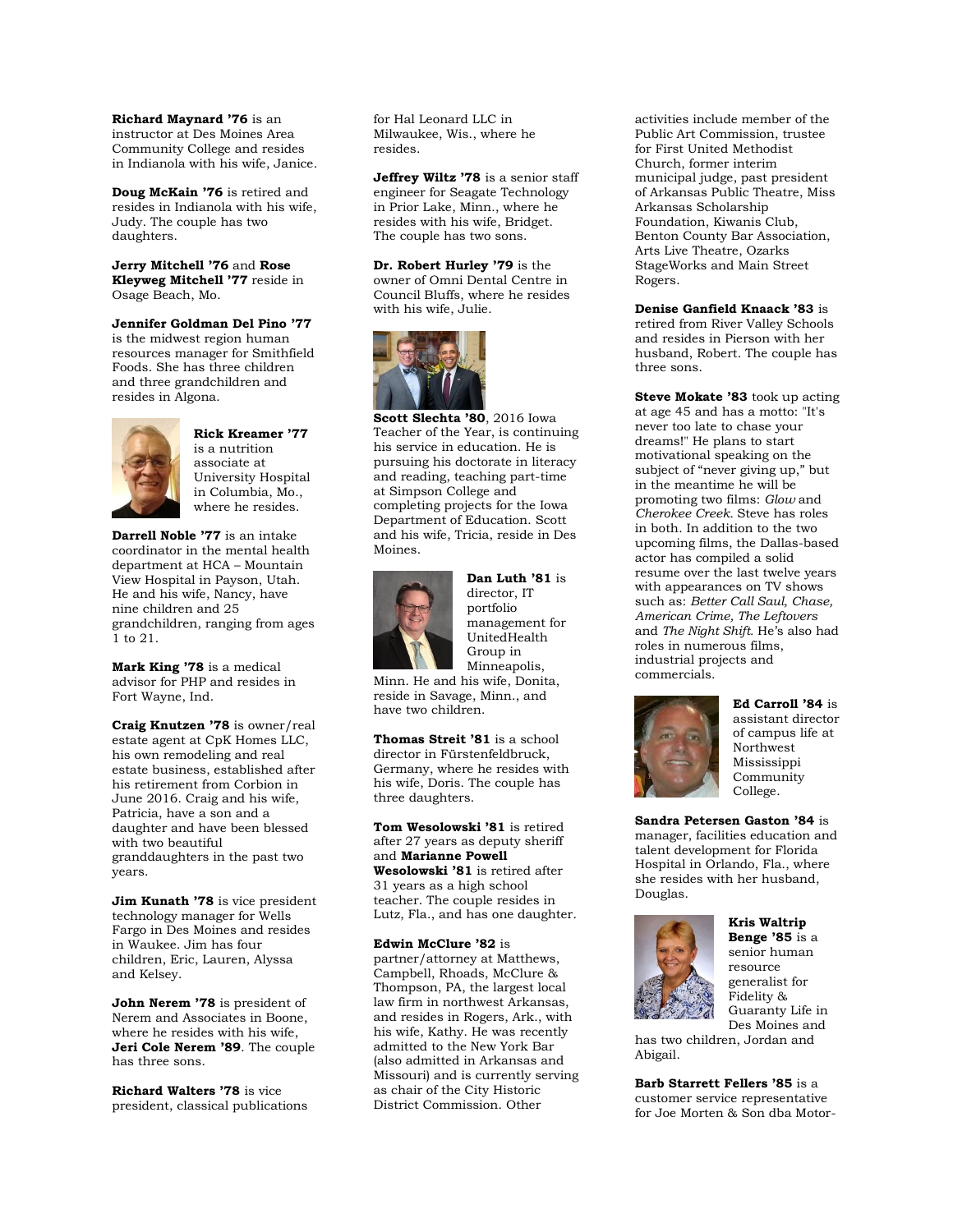**Richard Maynard '76** is an instructor at Des Moines Area Community College and resides in Indianola with his wife, Janice.

**Doug McKain '76** is retired and resides in Indianola with his wife, Judy. The couple has two daughters.

**Jerry Mitchell '76** and **Rose Kleyweg Mitchell '77** reside in Osage Beach, Mo.

**Jennifer Goldman Del Pino '77** is the midwest region human resources manager for Smithfield Foods. She has three children and three grandchildren and resides in Algona.

**Rick Kreamer '77** is a nutrition associate at University Hospital in Columbia, Mo., where he resides.

**Darrell Noble '77** is an intake coordinator in the mental health department at HCA – Mountain View Hospital in Payson, Utah. He and his wife, Nancy, have nine children and 25 grandchildren, ranging from ages 1 to 21.

**Mark King '78** is a medical advisor for PHP and resides in Fort Wayne, Ind.

**Craig Knutzen '78** is owner/real estate agent at CpK Homes LLC, his own remodeling and real estate business, established after his retirement from Corbion in June 2016. Craig and his wife, Patricia, have a son and a daughter and have been blessed with two beautiful granddaughters in the past two years.

**Jim Kunath '78** is vice president technology manager for Wells Fargo in Des Moines and resides in Waukee. Jim has four children, Eric, Lauren, Alyssa and Kelsey.

**John Nerem '78** is president of Nerem and Associates in Boone, where he resides with his wife, **Jeri Cole Nerem '89**. The couple has three sons.

**Richard Walters '78** is vice president, classical publications for Hal Leonard LLC in Milwaukee, Wis., where he resides.

**Jeffrey Wiltz '78** is a senior staff engineer for Seagate Technology in Prior Lake, Minn., where he resides with his wife, Bridget. The couple has two sons.

**Dr. Robert Hurley '79** is the owner of Omni Dental Centre in Council Bluffs, where he resides with his wife, Julie.

**Scott Slechta '80**, 2016 Iowa Teacher of the Year, is continuing his service in education. He is pursuing his doctorate in literacy and reading, teaching part-time at Simpson College and completing projects for the Iowa Department of Education. Scott and his wife, Tricia, reside in Des Moines.

**Dan Luth '81** is director, IT portfolio management for UnitedHealth Group in Minneapolis, Minn. He and his wife, Donita, reside in Savage, Minn., and have two children.

**Thomas Streit '81** is a school director in Fürstenfeldbruck, Germany, where he resides with his wife, Doris. The couple has three daughters.

**Tom Wesolowski '81** is retired after 27 years as deputy sheriff and **Marianne Powell Wesolowski '81** is retired after 31 years as a high school teacher. The couple resides in Lutz, Fla., and has one daughter.

**Edwin McClure '82** is partner/attorney at Matthews, Campbell, Rhoads, McClure & Thompson, PA, the largest local law firm in northwest Arkansas, and resides in Rogers, Ark., with his wife, Kathy. He was recently admitted to the New York Bar (also admitted in Arkansas and Missouri) and is currently serving as chair of the City Historic District Commission. Other activities include member of the Public Art Commission, trustee for First United Methodist Church, former interim municipal judge, past president of Arkansas Public Theatre, Miss Arkansas Scholarship Foundation, Kiwanis Club, Benton County Bar Association, Arts Live Theatre, Ozarks StageWorks and Main Street Rogers.

**Denise Ganfield Knaack '83** is retired from River Valley Schools and resides in Pierson with her husband, Robert. The couple has three sons.

**Steve Mokate '83** took up acting at age 45 and has a motto: "It's never too late to chase your dreams!" He plans to start motivational speaking on the subject of "never giving up," but in the meantime he will be promoting two films: *Glow* and *Cherokee Creek*. Steve has roles in both. In addition to the two upcoming films, the Dallas-based actor has compiled a solid resume over the last twelve years with appearances on TV shows such as: *Better Call Saul, Chase, American Crime, The Leftovers* and *The Night Shift*. He's also had roles in numerous films, industrial projects and commercials.

**Ed Carroll '84** is assistant director of campus life at Northwest Mississippi Community College.

**Sandra Petersen Gaston '84** is manager, facilities education and talent development for Florida Hospital in Orlando, Fla., where she resides with her husband, Douglas.

**Kris Waltrip Benge '85** is a senior human resource generalist for Fidelity & Guaranty Life in Des Moines and has two children, Jordan and Abigail.

**Barb Starrett Fellers '85** is a customer service representative for Joe Morten & Son dba Motor-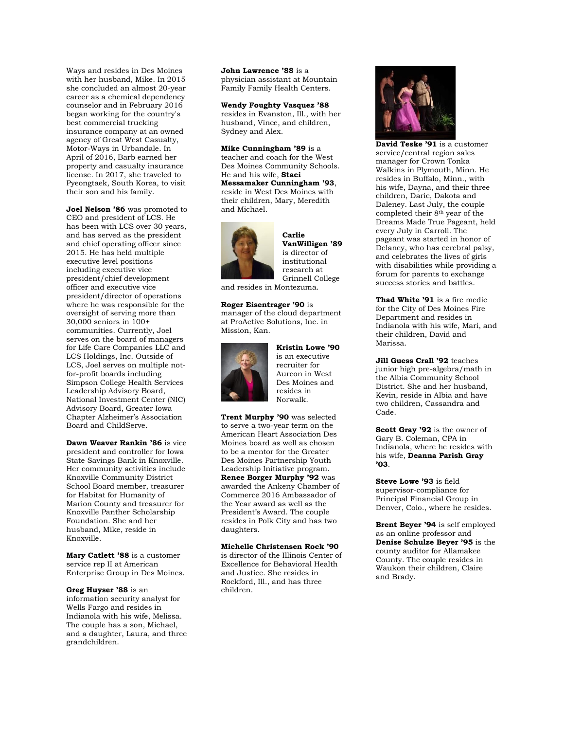Ways and resides in Des Moines with her husband, Mike. In 2015 she concluded an almost 20-year career as a chemical dependency counselor and in February 2016 began working for the country's best commercial trucking insurance company at an owned agency of Great West Casualty, Motor-Ways in Urbandale. In April of 2016, Barb earned her property and casualty insurance license. In 2017, she traveled to Pyeongtaek, South Korea, to visit their son and his family.

**Joel Nelson '86** was promoted to CEO and president of LCS. He has been with LCS over 30 years, and has served as the president and chief operating officer since 2015. He has held multiple executive level positions including executive vice president/chief development officer and executive vice president/director of operations where he was responsible for the oversight of serving more than 30,000 seniors in 100+ communities. Currently, Joel serves on the board of managers for Life Care Companies LLC and LCS Holdings, Inc. Outside of LCS, Joel serves on multiple not-for-profit boards including Simpson College Health Services Leadership Advisory Board, National Investment Center (NIC) Advisory Board, Greater Iowa Chapter Alzheimer's Association Board and ChildServe.

**Dawn Weaver Rankin '86** is vice president and controller for Iowa State Savings Bank in Knoxville. Her community activities include Knoxville Community District School Board member, treasurer for Habitat for Humanity of Marion County and treasurer for Knoxville Panther Scholarship Foundation. She and her husband, Mike, reside in Knoxville.

**Mary Catlett '88** is a customer service rep II at American Enterprise Group in Des Moines.

**Greg Huyser '88** is an information security analyst for Wells Fargo and resides in Indianola with his wife, Melissa. The couple has a son, Michael, and a daughter, Laura, and three grandchildren.

**John Lawrence '88** is a physician assistant at Mountain Family Family Health Centers.

**Wendy Foughty Vasquez '88** resides in Evanston, Ill., with her husband, Vince, and children, Sydney and Alex.

**Mike Cunningham '89** is a teacher and coach for the West Des Moines Community Schools. He and his wife, **Staci Messamaker Cunningham '93**, reside in West Des Moines with their children, Mary, Meredith and Michael.

**Carlie VanWilligen '89** is director of institutional research at Grinnell College and resides in Montezuma.

**Roger Eisentrager '90** is manager of the cloud department at ProActive Solutions, Inc. in Mission, Kan.

**Kristin Lowe '90** is an executive recruiter for Aureon in West Des Moines and resides in Norwalk.

**Trent Murphy '90** was selected to serve a two-year term on the American Heart Association Des Moines board as well as chosen to be a mentor for the Greater Des Moines Partnership Youth Leadership Initiative program. **Renee Borger Murphy '92** was awarded the Ankeny Chamber of Commerce 2016 Ambassador of the Year award as well as the President's Award. The couple resides in Polk City and has two daughters.

**Michelle Christensen Rock '90** is director of the Illinois Center of Excellence for Behavioral Health and Justice. She resides in Rockford, Ill., and has three children.

**David Teske '91** is a customer service/central region sales manager for Crown Tonka Walkins in Plymouth, Minn. He resides in Buffalo, Minn., with his wife, Dayna, and their three children, Daric, Dakota and Daleney. Last July, the couple completed their 8th year of the Dreams Made True Pageant, held every July in Carroll. The pageant was started in honor of Delaney, who has cerebral palsy, and celebrates the lives of girls with disabilities while providing a forum for parents to exchange success stories and battles.

**Thad White '91** is a fire medic for the City of Des Moines Fire Department and resides in Indianola with his wife, Mari, and their children, David and Marissa.

**Jill Guess Crall '92** teaches junior high pre-algebra/math in the Albia Community School District. She and her husband, Kevin, reside in Albia and have two children, Cassandra and Cade.

**Scott Gray '92** is the owner of Gary B. Coleman, CPA in Indianola, where he resides with his wife, **Deanna Parish Gray '03**.

**Steve Lowe '93** is field supervisor-compliance for Principal Financial Group in Denver, Colo., where he resides.

**Brent Beyer '94** is self employed as an online professor and **Denise Schulze Beyer '95** is the county auditor for Allamakee County. The couple resides in Waukon their children, Claire and Brady.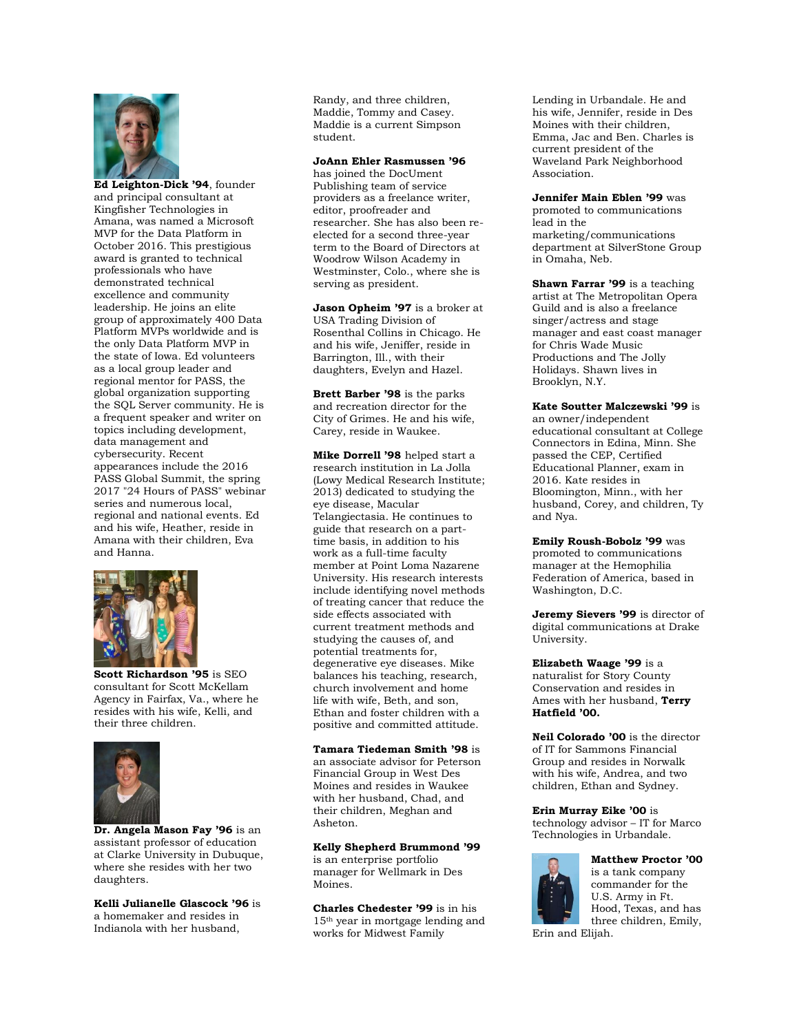**Ed Leighton-Dick '94**, founder and principal consultant at Kingfisher Technologies in Amana, was named a Microsoft MVP for the Data Platform in October 2016. This prestigious award is granted to technical professionals who have demonstrated technical excellence and community leadership. He joins an elite group of approximately 400 Data Platform MVPs worldwide and is the only Data Platform MVP in the state of Iowa. Ed volunteers as a local group leader and regional mentor for PASS, the global organization supporting the SQL Server community. He is a frequent speaker and writer on topics including development, data management and cybersecurity. Recent appearances include the 2016 PASS Global Summit, the spring 2017 "24 Hours of PASS" webinar series and numerous local, regional and national events. Ed and his wife, Heather, reside in Amana with their children, Eva and Hanna.

**Scott Richardson '95** is SEO consultant for Scott McKellam Agency in Fairfax, Va., where he resides with his wife, Kelli, and their three children.

**Dr. Angela Mason Fay '96** is an assistant professor of education at Clarke University in Dubuque, where she resides with her two daughters.

**Kelli Julianelle Glascock '96** is a homemaker and resides in Indianola with her husband, Randy, and three children, Maddie, Tommy and Casey. Maddie is a current Simpson student.

**JoAnn Ehler Rasmussen '96** has joined the DocUment Publishing team of service providers as a freelance writer, editor, proofreader and researcher. She has also been re-elected for a second three-year term to the Board of Directors at Woodrow Wilson Academy in Westminster, Colo., where she is serving as president.

**Jason Opheim '97** is a broker at USA Trading Division of Rosenthal Collins in Chicago. He and his wife, Jeniffer, reside in Barrington, Ill., with their daughters, Evelyn and Hazel.

**Brett Barber '98** is the parks and recreation director for the City of Grimes. He and his wife, Carey, reside in Waukee.

**Mike Dorrell '98** helped start a research institution in La Jolla (Lowy Medical Research Institute; 2013) dedicated to studying the eye disease, Macular Telangiectasia. He continues to guide that research on a part-time basis, in addition to his work as a full-time faculty member at Point Loma Nazarene University. His research interests include identifying novel methods of treating cancer that reduce the side effects associated with current treatment methods and studying the causes of, and potential treatments for, degenerative eye diseases. Mike balances his teaching, research, church involvement and home life with wife, Beth, and son, Ethan and foster children with a positive and committed attitude.

**Tamara Tiedeman Smith '98** is an associate advisor for Peterson Financial Group in West Des Moines and resides in Waukee with her husband, Chad, and their children, Meghan and Asheton.

**Kelly Shepherd Brummond '99** is an enterprise portfolio manager for Wellmark in Des Moines.

**Charles Chedester '99** is in his 15th year in mortgage lending and works for Midwest Family Lending in Urbandale. He and his wife, Jennifer, reside in Des Moines with their children, Emma, Jac and Ben. Charles is current president of the Waveland Park Neighborhood Association.

**Jennifer Main Eblen '99** was promoted to communications lead in the marketing/communications department at SilverStone Group in Omaha, Neb.

**Shawn Farrar '99** is a teaching artist at The Metropolitan Opera Guild and is also a freelance singer/actress and stage manager and east coast manager for Chris Wade Music Productions and The Jolly Holidays. Shawn lives in Brooklyn, N.Y.

**Kate Soutter Malczewski '99** is an owner/independent educational consultant at College Connectors in Edina, Minn. She passed the CEP, Certified Educational Planner, exam in 2016. Kate resides in Bloomington, Minn., with her husband, Corey, and children, Ty and Nya.

**Emily Roush-Bobolz '99** was promoted to communications manager at the Hemophilia Federation of America, based in Washington, D.C.

**Jeremy Sievers '99** is director of digital communications at Drake University.

**Elizabeth Waage '99** is a naturalist for Story County Conservation and resides in Ames with her husband, **Terry Hatfield '00.**

**Neil Colorado '00** is the director of IT for Sammons Financial Group and resides in Norwalk with his wife, Andrea, and two children, Ethan and Sydney.

**Erin Murray Eike '00** is technology advisor – IT for Marco Technologies in Urbandale.

**Matthew Proctor '00** is a tank company commander for the U.S. Army in Ft. Hood, Texas, and has three children, Emily, Erin and Elijah.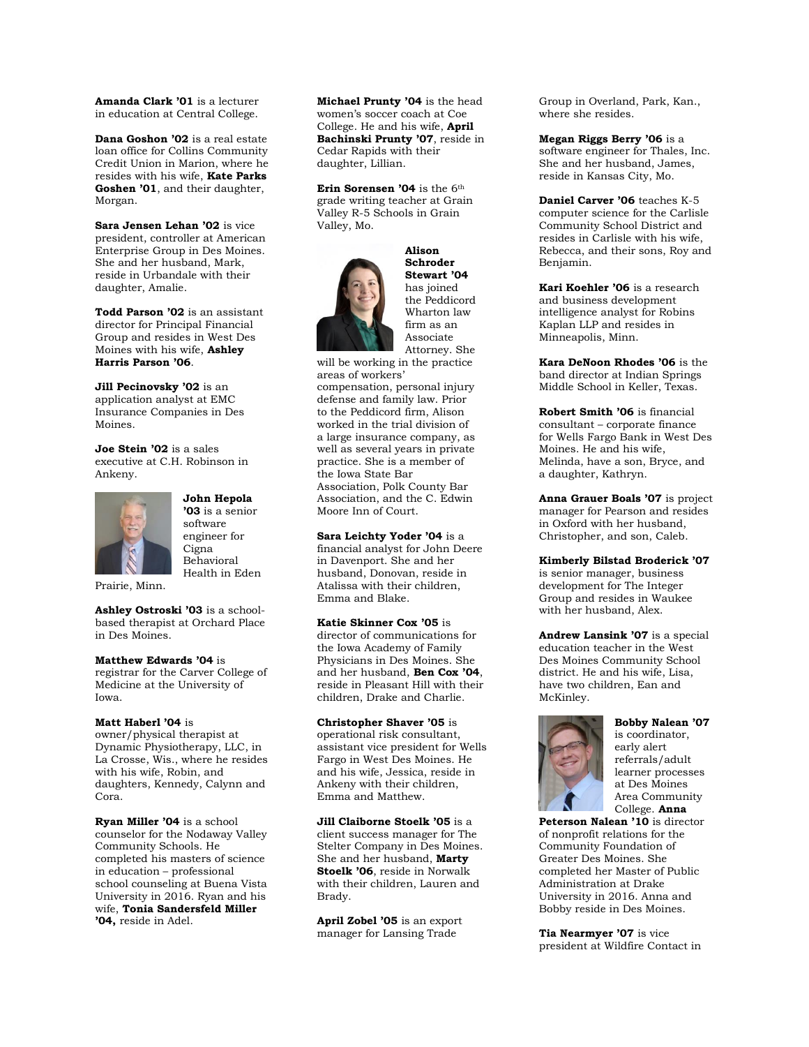**Amanda Clark ’01** is a lecturer in education at Central College.

**Dana Goshon ’02** is a real estate loan office for Collins Community Credit Union in Marion, where he resides with his wife, **Kate Parks Goshen ’01**, and their daughter, Morgan.

**Sara Jensen Lehan ’02** is vice president, controller at American Enterprise Group in Des Moines. She and her husband, Mark, reside in Urbandale with their daughter, Amalie.

**Todd Parson ’02** is an assistant director for Principal Financial Group and resides in West Des Moines with his wife, **Ashley Harris Parson ’06**.

**Jill Pecinovsky ’02** is an application analyst at EMC Insurance Companies in Des Moines.

**Joe Stein ’02** is a sales executive at C.H. Robinson in Ankeny.

**John Hepola ’03** is a senior software engineer for Cigna Behavioral Health in Eden Prairie, Minn.

**Ashley Ostroski ’03** is a school-based therapist at Orchard Place in Des Moines.

**Matthew Edwards ’04** is registrar for the Carver College of Medicine at the University of Iowa.

**Matt Haberl ’04** is owner/physical therapist at Dynamic Physiotherapy, LLC, in La Crosse, Wis., where he resides with his wife, Robin, and daughters, Kennedy, Calynn and Cora.

**Ryan Miller ’04** is a school counselor for the Nodaway Valley Community Schools. He completed his masters of science in education – professional school counseling at Buena Vista University in 2016. Ryan and his wife, **Tonia Sandersfeld Miller ’04,** reside in Adel.

**Michael Prunty ’04** is the head women’s soccer coach at Coe College. He and his wife, **April Bachinski Prunty ’07**, reside in Cedar Rapids with their daughter, Lillian.

**Erin Sorensen ’04** is the 6th grade writing teacher at Grain Valley R-5 Schools in Grain Valley, Mo.

**Alison Schroder Stewart ’04** has joined the Peddicord Wharton law firm as an Associate Attorney. She will be working in the practice areas of workers’ compensation, personal injury defense and family law. Prior to the Peddicord firm, Alison worked in the trial division of a large insurance company, as well as several years in private practice. She is a member of the Iowa State Bar Association, Polk County Bar Association, and the C. Edwin Moore Inn of Court.

**Sara Leichty Yoder ’04** is a financial analyst for John Deere in Davenport. She and her husband, Donovan, reside in Atalissa with their children, Emma and Blake.

**Katie Skinner Cox ’05** is director of communications for the Iowa Academy of Family Physicians in Des Moines. She and her husband, **Ben Cox ’04**, reside in Pleasant Hill with their children, Drake and Charlie.

**Christopher Shaver ’05** is operational risk consultant, assistant vice president for Wells Fargo in West Des Moines. He and his wife, Jessica, reside in Ankeny with their children, Emma and Matthew.

**Jill Claiborne Stoelk ’05** is a client success manager for The Stelter Company in Des Moines. She and her husband, **Marty Stoelk ’06**, reside in Norwalk with their children, Lauren and Brady.

**April Zobel ’05** is an export manager for Lansing Trade Group in Overland, Park, Kan., where she resides.

**Megan Riggs Berry ’06** is a software engineer for Thales, Inc. She and her husband, James, reside in Kansas City, Mo.

**Daniel Carver ’06** teaches K-5 computer science for the Carlisle Community School District and resides in Carlisle with his wife, Rebecca, and their sons, Roy and Benjamin.

**Kari Koehler ’06** is a research and business development intelligence analyst for Robins Kaplan LLP and resides in Minneapolis, Minn.

**Kara DeNoon Rhodes ’06** is the band director at Indian Springs Middle School in Keller, Texas.

**Robert Smith ’06** is financial consultant – corporate finance for Wells Fargo Bank in West Des Moines. He and his wife, Melinda, have a son, Bryce, and a daughter, Kathryn.

**Anna Grauer Boals ’07** is project manager for Pearson and resides in Oxford with her husband, Christopher, and son, Caleb.

**Kimberly Bilstad Broderick ’07** is senior manager, business development for The Integer Group and resides in Waukee with her husband, Alex.

**Andrew Lansink ’07** is a special education teacher in the West Des Moines Community School district. He and his wife, Lisa, have two children, Ean and McKinley.

**Bobby Nalean ’07** is coordinator, early alert referrals/adult learner processes at Des Moines Area Community College. **Anna Peterson Nalean ’10** is director of nonprofit relations for the Community Foundation of Greater Des Moines. She completed her Master of Public Administration at Drake University in 2016. Anna and Bobby reside in Des Moines.

**Tia Nearmyer ’07** is vice president at Wildfire Contact in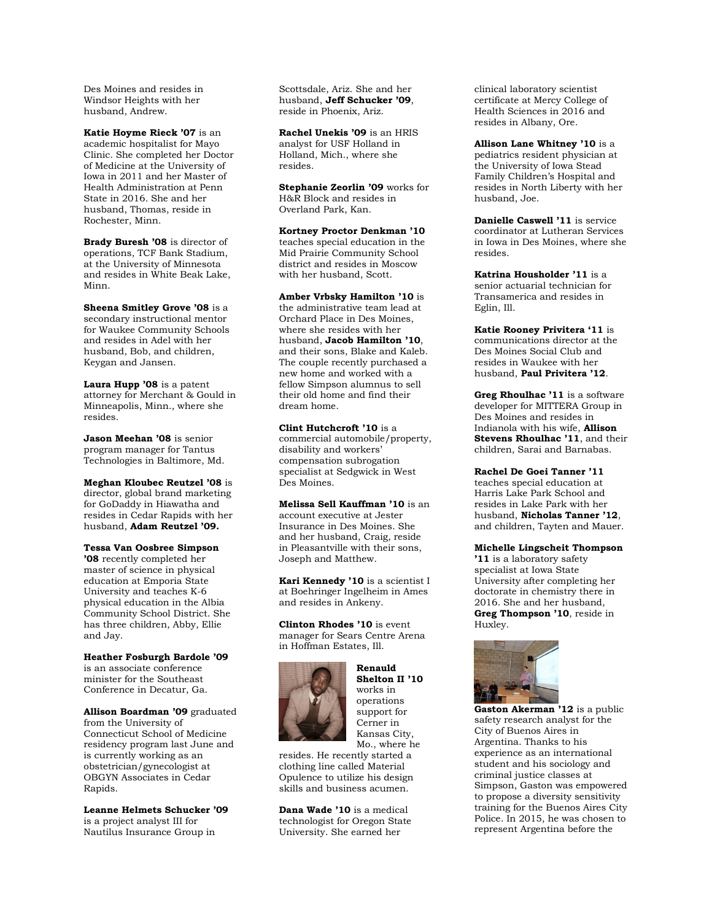Des Moines and resides in Windsor Heights with her husband, Andrew.

**Katie Hoyme Rieck '07** is an academic hospitalist for Mayo Clinic. She completed her Doctor of Medicine at the University of Iowa in 2011 and her Master of Health Administration at Penn State in 2016. She and her husband, Thomas, reside in Rochester, Minn.

**Brady Buresh '08** is director of operations, TCF Bank Stadium, at the University of Minnesota and resides in White Beak Lake, Minn.

**Sheena Smitley Grove '08** is a secondary instructional mentor for Waukee Community Schools and resides in Adel with her husband, Bob, and children, Keygan and Jansen.

**Laura Hupp '08** is a patent attorney for Merchant & Gould in Minneapolis, Minn., where she resides.

**Jason Meehan '08** is senior program manager for Tantus Technologies in Baltimore, Md.

**Meghan Kloubec Reutzel '08** is director, global brand marketing for GoDaddy in Hiawatha and resides in Cedar Rapids with her husband, **Adam Reutzel '09.**

**Tessa Van Oosbree Simpson '08** recently completed her master of science in physical education at Emporia State University and teaches K-6 physical education in the Albia Community School District. She has three children, Abby, Ellie and Jay.

**Heather Fosburgh Bardole '09** is an associate conference minister for the Southeast Conference in Decatur, Ga.

**Allison Boardman '09** graduated from the University of Connecticut School of Medicine residency program last June and is currently working as an obstetrician/gynecologist at OBGYN Associates in Cedar Rapids.

**Leanne Helmets Schucker '09** is a project analyst III for Nautilus Insurance Group in Scottsdale, Ariz. She and her husband, **Jeff Schucker '09**, reside in Phoenix, Ariz.

**Rachel Unekis '09** is an HRIS analyst for USF Holland in Holland, Mich., where she resides.

**Stephanie Zeorlin '09** works for H&R Block and resides in Overland Park, Kan.

**Kortney Proctor Denkman '10** teaches special education in the Mid Prairie Community School district and resides in Moscow with her husband, Scott.

**Amber Vrbsky Hamilton '10** is the administrative team lead at Orchard Place in Des Moines, where she resides with her husband, **Jacob Hamilton '10**, and their sons, Blake and Kaleb. The couple recently purchased a new home and worked with a fellow Simpson alumnus to sell their old home and find their dream home.

**Clint Hutchcroft '10** is a commercial automobile/property, disability and workers' compensation subrogation specialist at Sedgwick in West Des Moines.

**Melissa Sell Kauffman '10** is an account executive at Jester Insurance in Des Moines. She and her husband, Craig, reside in Pleasantville with their sons, Joseph and Matthew.

**Kari Kennedy '10** is a scientist I at Boehringer Ingelheim in Ames and resides in Ankeny.

**Clinton Rhodes '10** is event manager for Sears Centre Arena in Hoffman Estates, Ill.

**Renauld Shelton II '10** works in operations support for Cerner in Kansas City, Mo., where he resides. He recently started a clothing line called Material Opulence to utilize his design skills and business acumen.

**Dana Wade '10** is a medical technologist for Oregon State University. She earned her clinical laboratory scientist certificate at Mercy College of Health Sciences in 2016 and resides in Albany, Ore.

**Allison Lane Whitney '10** is a pediatrics resident physician at the University of Iowa Stead Family Children's Hospital and resides in North Liberty with her husband, Joe.

**Danielle Caswell '11** is service coordinator at Lutheran Services in Iowa in Des Moines, where she resides.

**Katrina Housholder '11** is a senior actuarial technician for Transamerica and resides in Eglin, Ill.

**Katie Rooney Privitera '11** is communications director at the Des Moines Social Club and resides in Waukee with her husband, **Paul Privitera '12**.

**Greg Rhoulhac '11** is a software developer for MITTERA Group in Des Moines and resides in Indianola with his wife, **Allison Stevens Rhoulhac '11**, and their children, Sarai and Barnabas.

**Rachel De Goei Tanner '11** teaches special education at Harris Lake Park School and resides in Lake Park with her husband, **Nicholas Tanner '12**, and children, Tayten and Mauer.

**Michelle Lingscheit Thompson '11** is a laboratory safety specialist at Iowa State University after completing her doctorate in chemistry there in 2016. She and her husband, **Greg Thompson '10**, reside in Huxley.

**Gaston Akerman '12** is a public safety research analyst for the City of Buenos Aires in Argentina. Thanks to his experience as an international student and his sociology and criminal justice classes at Simpson, Gaston was empowered to propose a diversity sensitivity training for the Buenos Aires City Police. In 2015, he was chosen to represent Argentina before the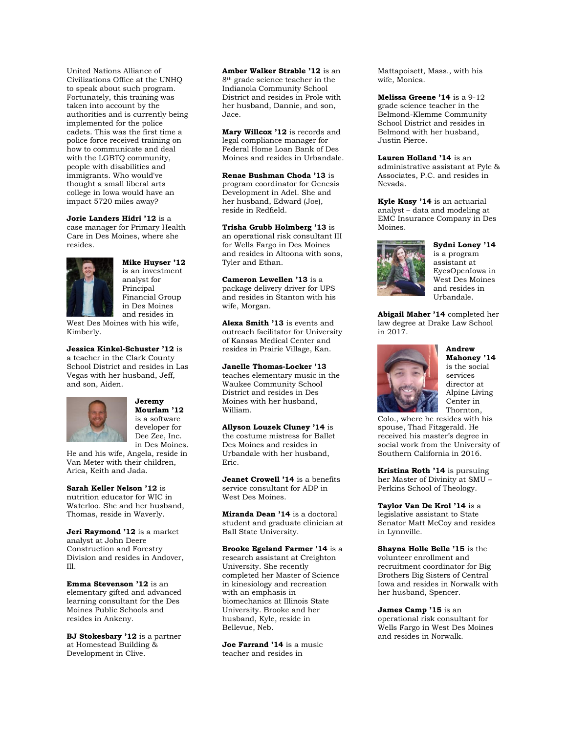United Nations Alliance of Civilizations Office at the UNHQ to speak about such program. Fortunately, this training was taken into account by the authorities and is currently being implemented for the police cadets. This was the first time a police force received training on how to communicate and deal with the LGBTQ community, people with disabilities and immigrants. Who would've thought a small liberal arts college in Iowa would have an impact 5720 miles away?

**Jorie Landers Hidri '12** is a case manager for Primary Health Care in Des Moines, where she resides.

**Mike Huyser '12** is an investment analyst for Principal Financial Group in Des Moines and resides in West Des Moines with his wife, Kimberly.

**Jessica Kinkel-Schuster '12** is a teacher in the Clark County School District and resides in Las Vegas with her husband, Jeff, and son, Aiden.

**Jeremy Mourlam '12** is a software developer for Dee Zee, Inc. in Des Moines. He and his wife, Angela, reside in Van Meter with their children, Arica, Keith and Jada.

**Sarah Keller Nelson '12** is nutrition educator for WIC in Waterloo. She and her husband, Thomas, reside in Waverly.

**Jeri Raymond '12** is a market analyst at John Deere Construction and Forestry Division and resides in Andover, Ill.

**Emma Stevenson '12** is an elementary gifted and advanced learning consultant for the Des Moines Public Schools and resides in Ankeny.

**BJ Stokesbary '12** is a partner at Homestead Building & Development in Clive.

**Amber Walker Strable '12** is an 8th grade science teacher in the Indianola Community School District and resides in Prole with her husband, Dannie, and son, Jace.

**Mary Willcox '12** is records and legal compliance manager for Federal Home Loan Bank of Des Moines and resides in Urbandale.

**Renae Bushman Choda '13** is program coordinator for Genesis Development in Adel. She and her husband, Edward (Joe), reside in Redfield.

**Trisha Grubb Holmberg '13** is an operational risk consultant III for Wells Fargo in Des Moines and resides in Altoona with sons, Tyler and Ethan.

**Cameron Lewellen '13** is a package delivery driver for UPS and resides in Stanton with his wife, Morgan.

**Alexa Smith '13** is events and outreach facilitator for University of Kansas Medical Center and resides in Prairie Village, Kan.

**Janelle Thomas-Locker '13** teaches elementary music in the Waukee Community School District and resides in Des Moines with her husband, William.

**Allyson Louzek Cluney '14** is the costume mistress for Ballet Des Moines and resides in Urbandale with her husband, Eric.

**Jeanet Crowell '14** is a benefits service consultant for ADP in West Des Moines.

**Miranda Dean '14** is a doctoral student and graduate clinician at Ball State University.

**Brooke Egeland Farmer '14** is a research assistant at Creighton University. She recently completed her Master of Science in kinesiology and recreation with an emphasis in biomechanics at Illinois State University. Brooke and her husband, Kyle, reside in Bellevue, Neb.

**Joe Farrand '14** is a music teacher and resides in Mattapoisett, Mass., with his wife, Monica.

**Melissa Greene '14** is a 9-12 grade science teacher in the Belmond-Klemme Community School District and resides in Belmond with her husband, Justin Pierce.

**Lauren Holland '14** is an administrative assistant at Pyle & Associates, P.C. and resides in Nevada.

**Kyle Kusy '14** is an actuarial analyst – data and modeling at EMC Insurance Company in Des Moines.

**Sydni Loney '14** is a program assistant at EyesOpenIowa in West Des Moines and resides in Urbandale.

**Abigail Maher '14** completed her law degree at Drake Law School in 2017.

**Andrew Mahoney '14** is the social services director at Alpine Living Center in Thornton, Colo., where he resides with his spouse, Thad Fitzgerald. He received his master's degree in social work from the University of Southern California in 2016.

**Kristina Roth '14** is pursuing her Master of Divinity at SMU – Perkins School of Theology.

**Taylor Van De Krol '14** is a legislative assistant to State Senator Matt McCoy and resides in Lynnville.

**Shayna Holle Belle '15** is the volunteer enrollment and recruitment coordinator for Big Brothers Big Sisters of Central Iowa and resides in Norwalk with her husband, Spencer.

**James Camp '15** is an operational risk consultant for Wells Fargo in West Des Moines and resides in Norwalk.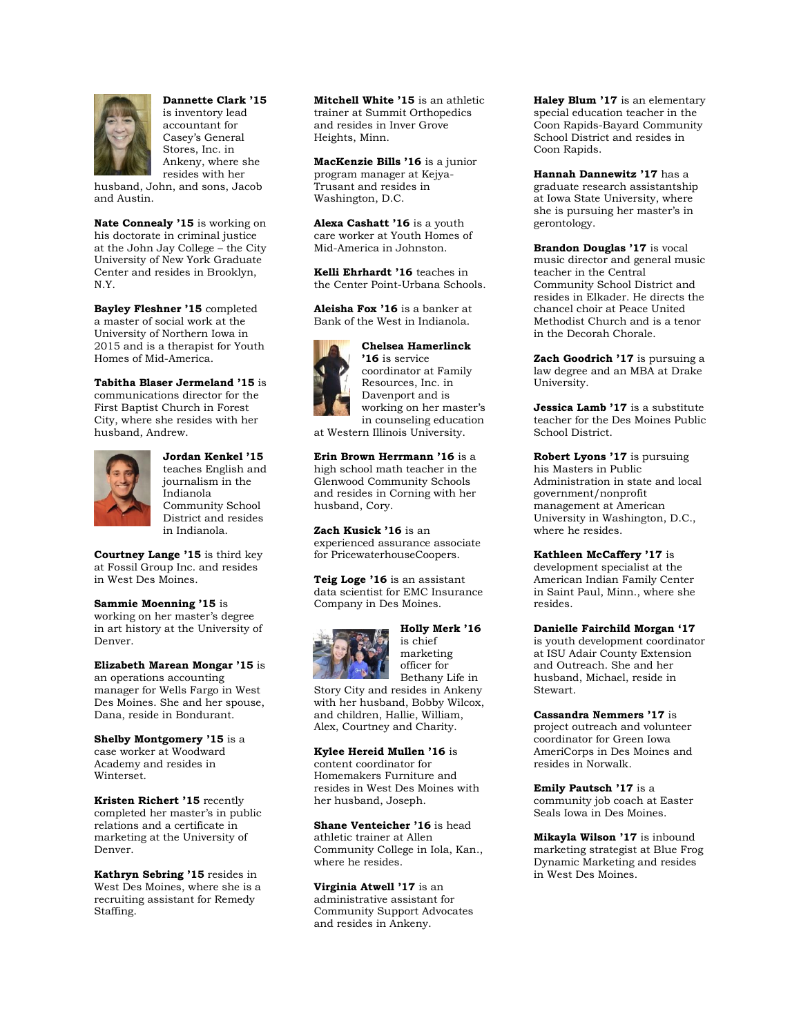**Dannette Clark '15** is inventory lead accountant for Casey's General Stores, Inc. in Ankeny, where she resides with her husband, John, and sons, Jacob and Austin.

**Nate Connealy '15** is working on his doctorate in criminal justice at the John Jay College – the City University of New York Graduate Center and resides in Brooklyn, N.Y.

**Bayley Fleshner '15** completed a master of social work at the University of Northern Iowa in 2015 and is a therapist for Youth Homes of Mid-America.

**Tabitha Blaser Jermeland '15** is communications director for the First Baptist Church in Forest City, where she resides with her husband, Andrew.

**Jordan Kenkel '15** teaches English and journalism in the Indianola Community School District and resides in Indianola.

**Courtney Lange '15** is third key at Fossil Group Inc. and resides in West Des Moines.

**Sammie Moenning '15** is working on her master's degree in art history at the University of Denver.

**Elizabeth Marean Mongar '15** is an operations accounting manager for Wells Fargo in West Des Moines. She and her spouse, Dana, reside in Bondurant.

**Shelby Montgomery '15** is a case worker at Woodward Academy and resides in Winterset.

**Kristen Richert '15** recently completed her master's in public relations and a certificate in marketing at the University of Denver.

**Kathryn Sebring '15** resides in West Des Moines, where she is a recruiting assistant for Remedy Staffing.

**Mitchell White '15** is an athletic trainer at Summit Orthopedics and resides in Inver Grove Heights, Minn.

**MacKenzie Bills '16** is a junior program manager at Kejya-Trusant and resides in Washington, D.C.

**Alexa Cashatt '16** is a youth care worker at Youth Homes of Mid-America in Johnston.

**Kelli Ehrhardt '16** teaches in the Center Point-Urbana Schools.

**Aleisha Fox '16** is a banker at Bank of the West in Indianola.

**Chelsea Hamerlinck '16** is service coordinator at Family Resources, Inc. in Davenport and is working on her master's in counseling education at Western Illinois University.

**Erin Brown Herrmann '16** is a high school math teacher in the Glenwood Community Schools and resides in Corning with her husband, Cory.

**Zach Kusick '16** is an experienced assurance associate for PricewaterhouseCoopers.

**Teig Loge '16** is an assistant data scientist for EMC Insurance Company in Des Moines.

**Holly Merk '16** is chief marketing officer for Bethany Life in Story City and resides in Ankeny with her husband, Bobby Wilcox, and children, Hallie, William, Alex, Courtney and Charity.

**Kylee Hereid Mullen '16** is content coordinator for Homemakers Furniture and resides in West Des Moines with her husband, Joseph.

**Shane Venteicher '16** is head athletic trainer at Allen Community College in Iola, Kan., where he resides.

**Virginia Atwell '17** is an administrative assistant for Community Support Advocates and resides in Ankeny.

**Haley Blum '17** is an elementary special education teacher in the Coon Rapids-Bayard Community School District and resides in Coon Rapids.

**Hannah Dannewitz '17** has a graduate research assistantship at Iowa State University, where she is pursuing her master's in gerontology.

**Brandon Douglas '17** is vocal music director and general music teacher in the Central Community School District and resides in Elkader. He directs the chancel choir at Peace United Methodist Church and is a tenor in the Decorah Chorale.

**Zach Goodrich '17** is pursuing a law degree and an MBA at Drake University.

**Jessica Lamb '17** is a substitute teacher for the Des Moines Public School District.

**Robert Lyons '17** is pursuing his Masters in Public Administration in state and local government/nonprofit management at American University in Washington, D.C., where he resides.

**Kathleen McCaffery '17** is development specialist at the American Indian Family Center in Saint Paul, Minn., where she resides.

**Danielle Fairchild Morgan '17** is youth development coordinator at ISU Adair County Extension and Outreach. She and her husband, Michael, reside in Stewart.

**Cassandra Nemmers '17** is project outreach and volunteer coordinator for Green Iowa AmeriCorps in Des Moines and resides in Norwalk.

**Emily Pautsch '17** is a community job coach at Easter Seals Iowa in Des Moines.

**Mikayla Wilson '17** is inbound marketing strategist at Blue Frog Dynamic Marketing and resides in West Des Moines.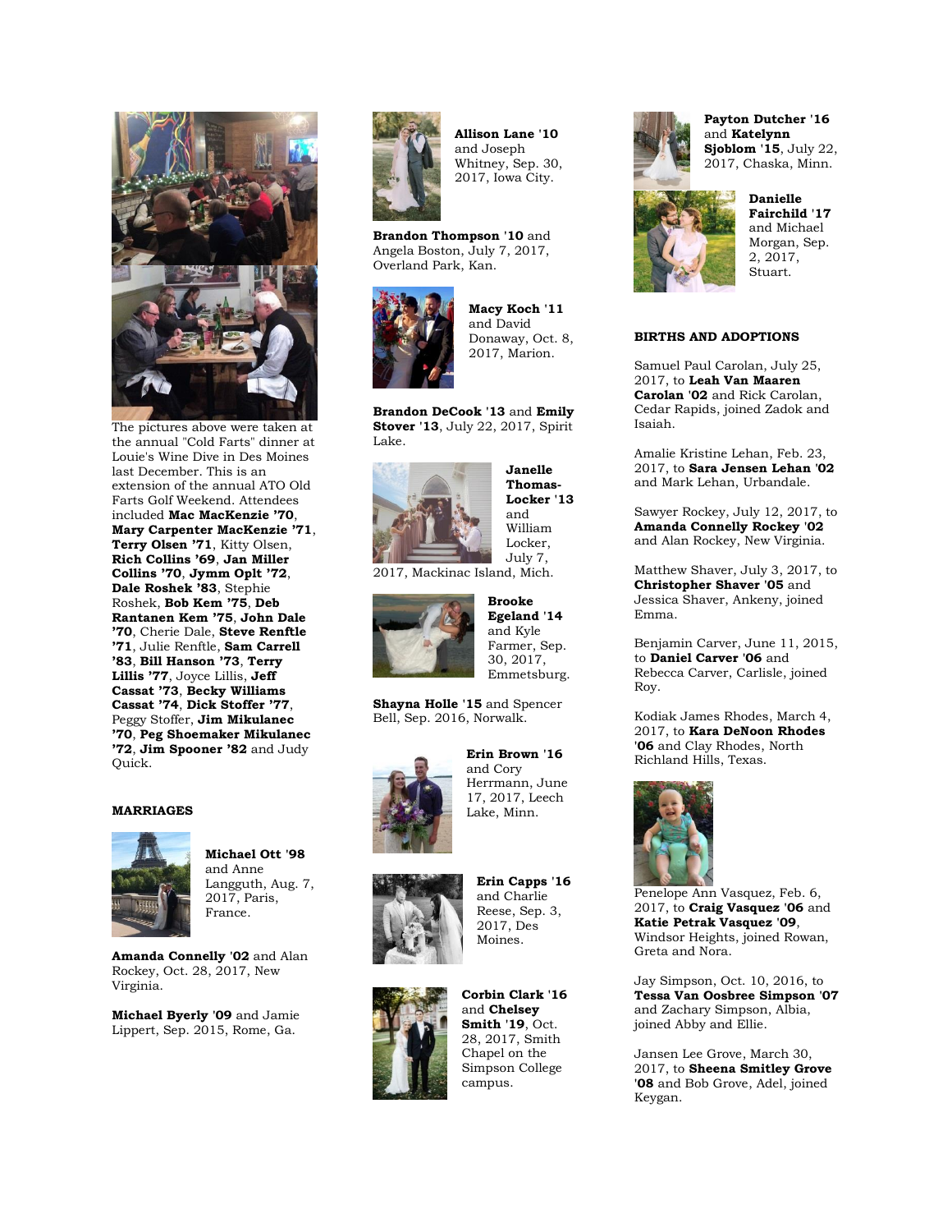The pictures above were taken at the annual "Cold Farts" dinner at Louie's Wine Dive in Des Moines last December. This is an extension of the annual ATO Old Farts Golf Weekend. Attendees included **Mac MacKenzie '70**, **Mary Carpenter MacKenzie '71**, **Terry Olsen '71**, Kitty Olsen, **Rich Collins '69**, **Jan Miller Collins '70**, **Jymm Oplt '72**, **Dale Roshek '83**, Stephie Roshek, **Bob Kem '75**, **Deb Rantanen Kem '75**, **John Dale '70**, Cherie Dale, **Steve Renftle '71**, Julie Renftle, **Sam Carrell '83**, **Bill Hanson '73**, **Terry Lillis '77**, Joyce Lillis, **Jeff Cassat '73**, **Becky Williams Cassat '74**, **Dick Stoffer '77**, Peggy Stoffer, **Jim Mikulanec '70**, **Peg Shoemaker Mikulanec '72**, **Jim Spooner '82** and Judy Quick.

### MARRIAGES

**Michael Ott '98** and Anne Langguth, Aug. 7, 2017, Paris, France.

**Amanda Connelly '02** and Alan Rockey, Oct. 28, 2017, New Virginia.

**Michael Byerly '09** and Jamie Lippert, Sep. 2015, Rome, Ga.

**Allison Lane '10** and Joseph Whitney, Sep. 30, 2017, Iowa City.

**Brandon Thompson '10** and Angela Boston, July 7, 2017, Overland Park, Kan.

**Macy Koch '11** and David Donaway, Oct. 8, 2017, Marion.

**Brandon DeCook '13** and **Emily Stover '13**, July 22, 2017, Spirit Lake.

**Janelle Thomas-Locker '13** and William Locker, July 7, 2017, Mackinac Island, Mich.

**Brooke Egeland '14** and Kyle Farmer, Sep. 30, 2017, Emmetsburg.

**Shayna Holle '15** and Spencer Bell, Sep. 2016, Norwalk.

**Erin Brown '16** and Cory Herrmann, June 17, 2017, Leech Lake, Minn.

**Erin Capps '16** and Charlie Reese, Sep. 3, 2017, Des Moines.

**Corbin Clark '16** and **Chelsey Smith '19**, Oct. 28, 2017, Smith Chapel on the Simpson College campus.

**Payton Dutcher '16** and **Katelynn Sjoblom '15**, July 22, 2017, Chaska, Minn.

**Danielle Fairchild '17** and Michael Morgan, Sep. 2, 2017, Stuart.

### BIRTHS AND ADOPTIONS

Samuel Paul Carolan, July 25, 2017, to **Leah Van Maaren Carolan '02** and Rick Carolan, Cedar Rapids, joined Zadok and Isaiah.

Amalie Kristine Lehan, Feb. 23, 2017, to **Sara Jensen Lehan '02** and Mark Lehan, Urbandale.

Sawyer Rockey, July 12, 2017, to **Amanda Connelly Rockey '02** and Alan Rockey, New Virginia.

Matthew Shaver, July 3, 2017, to **Christopher Shaver '05** and Jessica Shaver, Ankeny, joined Emma.

Benjamin Carver, June 11, 2015, to **Daniel Carver '06** and Rebecca Carver, Carlisle, joined Roy.

Kodiak James Rhodes, March 4, 2017, to **Kara DeNoon Rhodes '06** and Clay Rhodes, North Richland Hills, Texas.

Penelope Ann Vasquez, Feb. 6, 2017, to **Craig Vasquez '06** and **Katie Petrak Vasquez '09**, Windsor Heights, joined Rowan, Greta and Nora.

Jay Simpson, Oct. 10, 2016, to **Tessa Van Oosbree Simpson '07** and Zachary Simpson, Albia, joined Abby and Ellie.

Jansen Lee Grove, March 30, 2017, to **Sheena Smitley Grove '08** and Bob Grove, Adel, joined Keygan.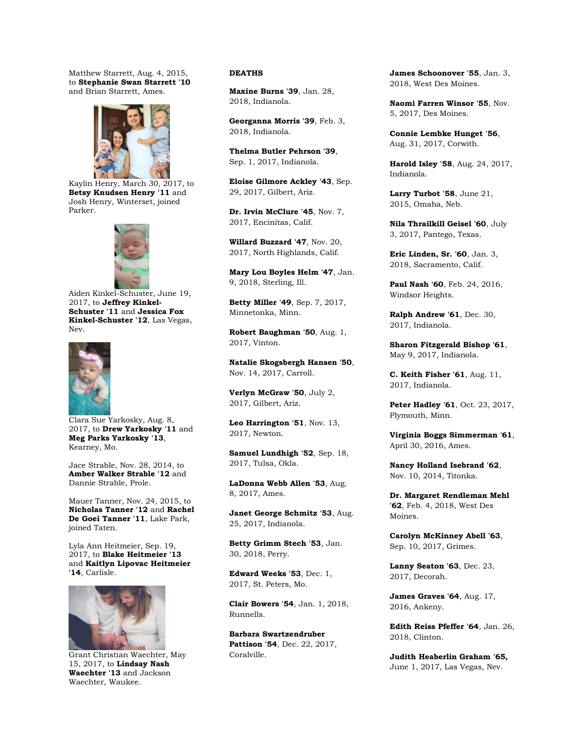Matthew Starrett, Aug. 4, 2015, to **Stephanie Swan Starrett '10** and Brian Starrett, Ames.

Kaylin Henry, March 30, 2017, to **Betsy Knudsen Henry '11** and Josh Henry, Winterset, joined Parker.

Aiden Kinkel-Schuster, June 19, 2017, to **Jeffrey Kinkel-Schuster '11** and **Jessica Fox Kinkel-Schuster '12**, Las Vegas, Nev.

Clara Sue Yarkosky, Aug. 8, 2017, to **Drew Yarkosky '11** and **Meg Parks Yarkosky '13**, Kearney, Mo.

Jace Strable, Nov. 28, 2014, to **Amber Walker Strable '12** and Dannie Strable, Prole.

Mauer Tanner, Nov. 24, 2015, to **Nicholas Tanner '12** and **Rachel De Goei Tanner '11**, Lake Park, joined Taten.

Lyla Ann Heitmeier, Sep. 19, 2017, to **Blake Heitmeier '13** and **Kaitlyn Lipovac Heitmeier '14**, Carlisle.

Grant Christian Waechter, May 15, 2017, to **Lindsay Nash Waechter '13** and Jackson Waechter, Waukee.

**DEATHS**

**Maxine Burns '39**, Jan. 28, 2018, Indianola.

**Georganna Morris '39**, Feb. 3, 2018, Indianola.

**Thelma Butler Pehrson '39**, Sep. 1, 2017, Indianola.

**Eloise Gilmore Ackley '43**, Sep. 29, 2017, Gilbert, Ariz.

**Dr. Irvin McClure '45**, Nov. 7, 2017, Encinitas, Calif.

**Willard Buzzard '47**, Nov. 20, 2017, North Highlands, Calif.

**Mary Lou Boyles Helm '47**, Jan. 9, 2018, Sterling, Ill.

**Betty Miller '49**, Sep. 7, 2017, Minnetonka, Minn.

**Robert Baughman '50**, Aug. 1, 2017, Vinton.

**Natalie Skogsbergh Hansen '50**, Nov. 14, 2017, Carroll.

**Verlyn McGraw '50**, July 2, 2017, Gilbert, Ariz.

**Leo Harrington '51**, Nov. 13, 2017, Newton.

**Samuel Lundhigh '52**, Sep. 18, 2017, Tulsa, Okla.

**LaDonna Webb Allen '53**, Aug. 8, 2017, Ames.

**Janet George Schmitz '53**, Aug. 25, 2017, Indianola.

**Betty Grimm Stech '53**, Jan. 30, 2018, Perry.

**Edward Weeks '53**, Dec. 1, 2017, St. Peters, Mo.

**Clair Bowers '54**, Jan. 1, 2018, Runnells.

**Barbara Swartzendruber Pattison '54**, Dec. 22, 2017, Coralville.

**James Schoonover '55**, Jan. 3, 2018, West Des Moines.

**Naomi Farren Winsor '55**, Nov. 5, 2017, Des Moines.

**Connie Lembke Hunget '56**, Aug. 31, 2017, Corwith.

**Harold Isley '58**, Aug. 24, 2017, Indianola.

**Larry Turbot '58**, June 21, 2015, Omaha, Neb.

**Nila Thrailkill Geisel '60**, July 3, 2017, Pantego, Texas.

**Eric Linden, Sr. '60**, Jan. 3, 2018, Sacramento, Calif.

**Paul Nash '60**, Feb. 24, 2016, Windsor Heights.

**Ralph Andrew '61**, Dec. 30, 2017, Indianola.

**Sharon Fitzgerald Bishop '61**, May 9, 2017, Indianola.

**C. Keith Fisher '61**, Aug. 11, 2017, Indianola.

**Peter Hadley '61**, Oct. 23, 2017, Plymouth, Minn.

**Virginia Boggs Simmerman '61**, April 30, 2016, Ames.

**Nancy Holland Isebrand '62**, Nov. 10, 2014, Titonka.

**Dr. Margaret Rendleman Mehl '62**, Feb. 4, 2018, West Des Moines.

**Carolyn McKinney Abell '63**, Sep. 10, 2017, Grimes.

**Lanny Seaton '63**, Dec. 23, 2017, Decorah.

**James Graves '64**, Aug. 17, 2016, Ankeny.

**Edith Reiss Pfeffer '64**, Jan. 26, 2018, Clinton.

**Judith Heaberlin Graham '65,** June 1, 2017, Las Vegas, Nev.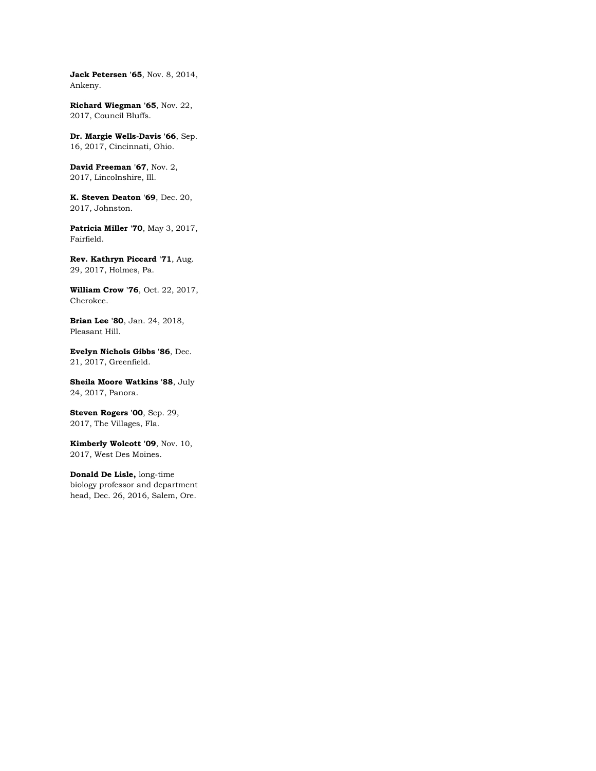**Jack Petersen '65**, Nov. 8, 2014, Ankeny.

**Richard Wiegman '65**, Nov. 22, 2017, Council Bluffs.

**Dr. Margie Wells-Davis '66**, Sep. 16, 2017, Cincinnati, Ohio.

**David Freeman '67**, Nov. 2, 2017, Lincolnshire, Ill.

**K. Steven Deaton '69**, Dec. 20, 2017, Johnston.

**Patricia Miller '70**, May 3, 2017, Fairfield.

**Rev. Kathryn Piccard '71**, Aug. 29, 2017, Holmes, Pa.

**William Crow '76**, Oct. 22, 2017, Cherokee.

**Brian Lee '80**, Jan. 24, 2018, Pleasant Hill.

**Evelyn Nichols Gibbs '86**, Dec. 21, 2017, Greenfield.

**Sheila Moore Watkins '88**, July 24, 2017, Panora.

**Steven Rogers '00**, Sep. 29, 2017, The Villages, Fla.

**Kimberly Wolcott '09**, Nov. 10, 2017, West Des Moines.

**Donald De Lisle,** long-time biology professor and department head, Dec. 26, 2016, Salem, Ore.